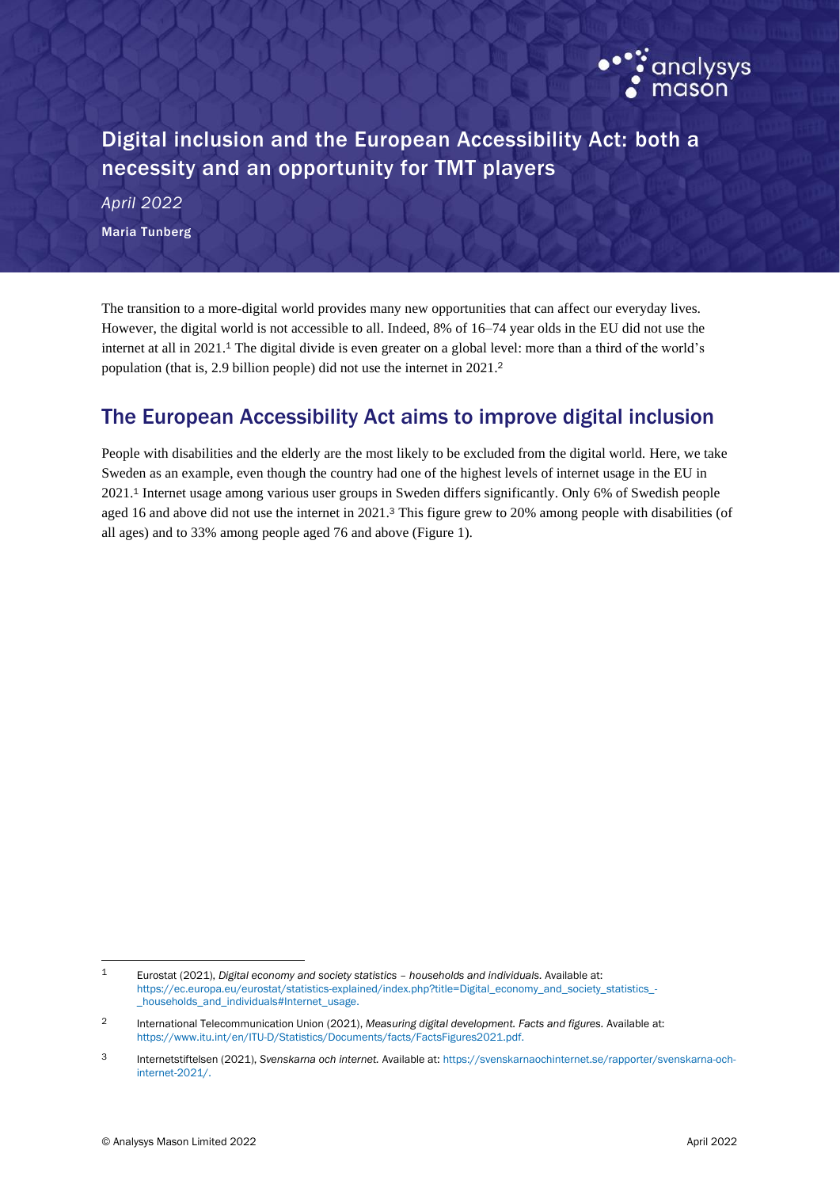# Digital inclusion and the European Accessibility Act: both a necessity and an opportunity for TMT players

*April 2022*

**Maria Tunberg**

The transition to a more-digital world provides many new opportunities that can affect our everyday lives. However, the digital world is not accessible to all. Indeed, 8% of 16–74 year olds in the EU did not use the internet at all in 2021.[1] The digital divide is even greater on a global level: more than a third of the world's population (that is, 2.9 billion people) did not use the internet in 2021.[2]

## The European Accessibility Act aims to improve digital inclusion

People with disabilities and the elderly are the most likely to be excluded from the digital world. Here, we take Sweden as an example, even though the country had one of the highest levels of internet usage in the EU in 2021.[1] Internet usage among various user groups in Sweden differs significantly. Only 6% of Swedish people aged 16 and above did not use the internet in 2021.[3] This figure grew to 20% among people with disabilities (of all ages) and to 33% among people aged 76 and above (Figure 1).

---

[1] Eurostat (2021), *Digital economy and society statistics – households and individuals*. Available at: https://ec.europa.eu/eurostat/statistics-explained/index.php?title=Digital_economy_and_society_statistics_-_households_and_individuals#Internet_usage.

[2] International Telecommunication Union (2021), *Measuring digital development. Facts and figures.* Available at: https://www.itu.int/en/ITU-D/Statistics/Documents/facts/FactsFigures2021.pdf.

[3] Internetstiftelsen (2021), *Svenskarna och internet.* Available at: https://svenskarnaochinternet.se/rapporter/svenskarna-och-internet-2021/.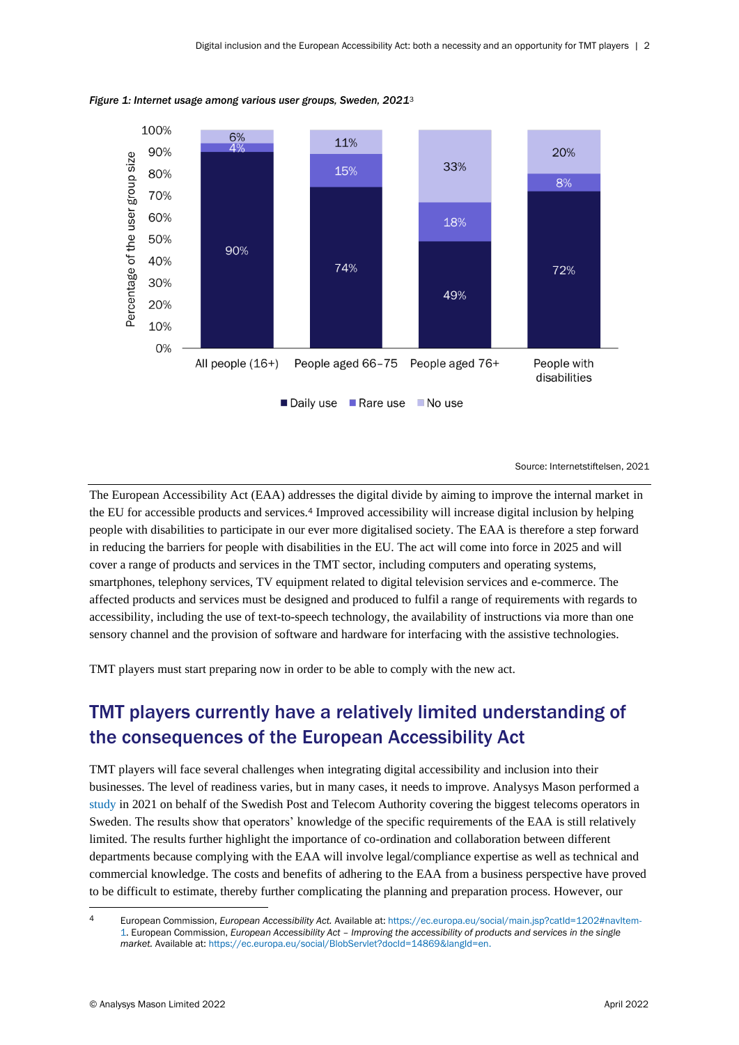*Figure 1: Internet usage among various user groups, Sweden, 2021*[3]

| Percentage of the user group size | All people (16+) | People aged 66–75 | People aged 76+ | People with disabilities |
|---|---|---|---|---|
| Daily use | 90% | 74% | 49% | 72% |
| Rare use | 4% | 15% | 18% | 8% |
| No use | 6% | 11% | 33% | 20% |

Source: Internetstiftelsen, 2021

The European Accessibility Act (EAA) addresses the digital divide by aiming to improve the internal market in the EU for accessible products and services.[4] Improved accessibility will increase digital inclusion by helping people with disabilities to participate in our ever more digitalised society. The EAA is therefore a step forward in reducing the barriers for people with disabilities in the EU. The act will come into force in 2025 and will cover a range of products and services in the TMT sector, including computers and operating systems, smartphones, telephony services, TV equipment related to digital television services and e-commerce. The affected products and services must be designed and produced to fulfil a range of requirements with regards to accessibility, including the use of text-to-speech technology, the availability of instructions via more than one sensory channel and the provision of software and hardware for interfacing with the assistive technologies.

TMT players must start preparing now in order to be able to comply with the new act.

## TMT players currently have a relatively limited understanding of the consequences of the European Accessibility Act

TMT players will face several challenges when integrating digital accessibility and inclusion into their businesses. The level of readiness varies, but in many cases, it needs to improve. Analysys Mason performed a study in 2021 on behalf of the Swedish Post and Telecom Authority covering the biggest telecoms operators in Sweden. The results show that operators' knowledge of the specific requirements of the EAA is still relatively limited. The results further highlight the importance of co-ordination and collaboration between different departments because complying with the EAA will involve legal/compliance expertise as well as technical and commercial knowledge. The costs and benefits of adhering to the EAA from a business perspective have proved to be difficult to estimate, thereby further complicating the planning and preparation process. However, our

[4] European Commission, *European Accessibility Act.* Available at: https://ec.europa.eu/social/main.jsp?catId=1202#navItem-1. European Commission, *European Accessibility Act – Improving the accessibility of products and services in the single market.* Available at: https://ec.europa.eu/social/BlobServlet?docId=14869&langId=en.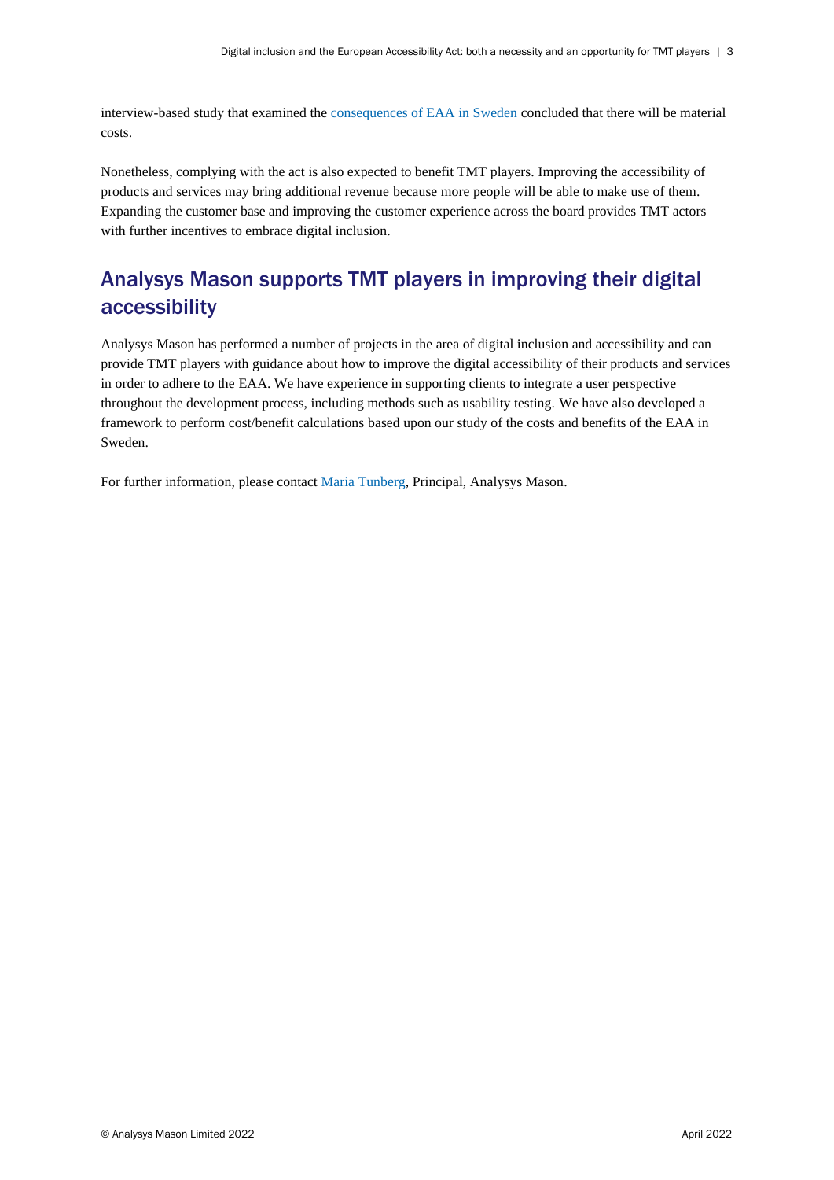interview-based study that examined the consequences of EAA in Sweden concluded that there will be material costs.

Nonetheless, complying with the act is also expected to benefit TMT players. Improving the accessibility of products and services may bring additional revenue because more people will be able to make use of them. Expanding the customer base and improving the customer experience across the board provides TMT actors with further incentives to embrace digital inclusion.

## Analysys Mason supports TMT players in improving their digital accessibility

Analysys Mason has performed a number of projects in the area of digital inclusion and accessibility and can provide TMT players with guidance about how to improve the digital accessibility of their products and services in order to adhere to the EAA. We have experience in supporting clients to integrate a user perspective throughout the development process, including methods such as usability testing. We have also developed a framework to perform cost/benefit calculations based upon our study of the costs and benefits of the EAA in Sweden.

For further information, please contact Maria Tunberg, Principal, Analysys Mason.